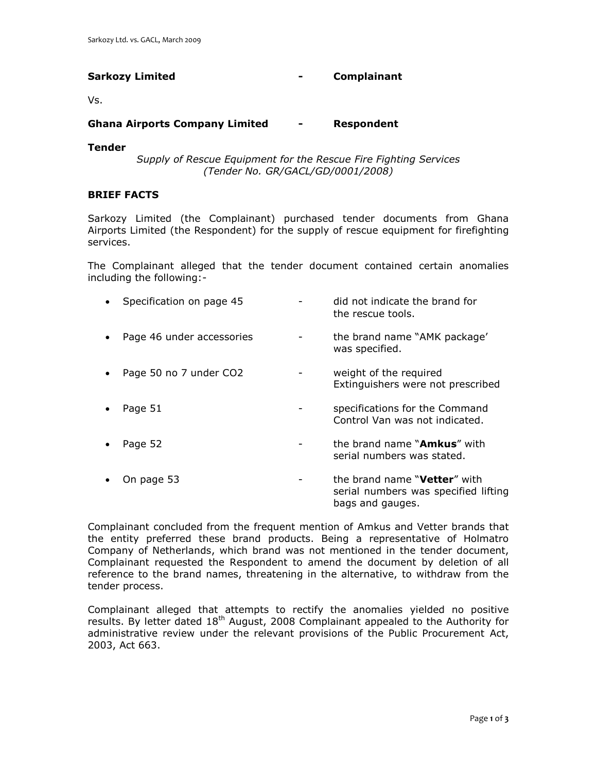**Sarkozy Limited** - **Complainant**

Vs.

**Ghana Airports Company Limited** - **Respondent**

**Tender**

*Supply of Rescue Equipment for the Rescue Fire Fighting Services (Tender No. GR/GACL/GD/0001/2008)*

## BRIEF FACTS

Sarkozy Limited (the Complainant) purchased tender documents from Ghana Airports Limited (the Respondent) for the supply of rescue equipment for firefighting services.

The Complainant alleged that the tender document contained certain anomalies including the following:-

- Specification on page 45 - did not indicate the brand for the rescue tools.
- Page 46 under accessories - the brand name "AMK package' was specified.
- Page 50 no 7 under CO2 - weight of the required Extinguishers were not prescribed
- Page 51 - specifications for the Command Control Van was not indicated.
- Page 52 - the brand name "**Amkus**" with serial numbers was stated.
- On page 53 - the brand name "**Vetter**" with serial numbers was specified lifting bags and gauges.

Complainant concluded from the frequent mention of Amkus and Vetter brands that the entity preferred these brand products. Being a representative of Holmatro Company of Netherlands, which brand was not mentioned in the tender document, Complainant requested the Respondent to amend the document by deletion of all reference to the brand names, threatening in the alternative, to withdraw from the tender process.

Complainant alleged that attempts to rectify the anomalies yielded no positive results. By letter dated 18th August, 2008 Complainant appealed to the Authority for administrative review under the relevant provisions of the Public Procurement Act, 2003, Act 663.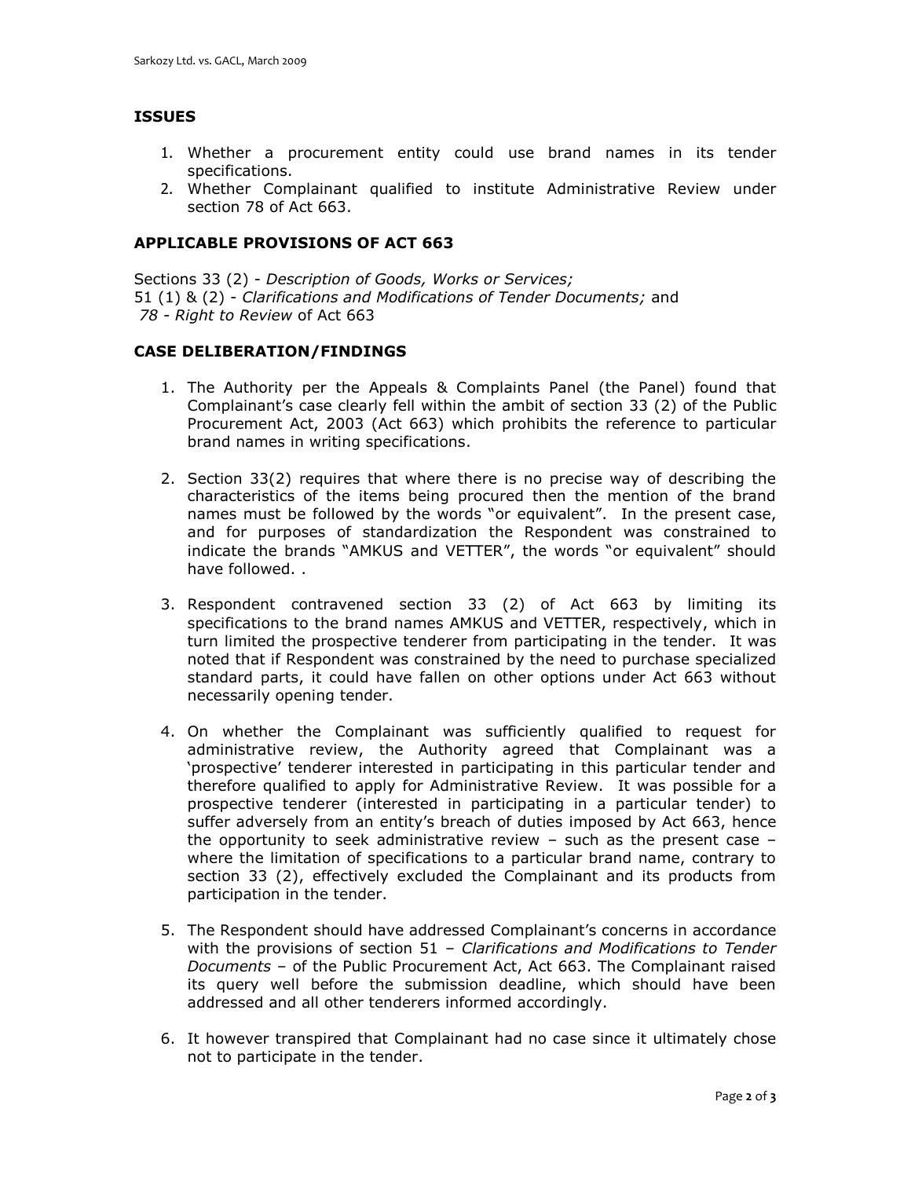## ISSUES

1. Whether a procurement entity could use brand names in its tender specifications.
2. Whether Complainant qualified to institute Administrative Review under section 78 of Act 663.

## APPLICABLE PROVISIONS OF ACT 663

Sections 33 (2) - *Description of Goods, Works or Services;*
51 (1) & (2) - *Clarifications and Modifications of Tender Documents;* and
*78 - Right to Review* of Act 663

## CASE DELIBERATION/FINDINGS

1. The Authority per the Appeals & Complaints Panel (the Panel) found that Complainant's case clearly fell within the ambit of section 33 (2) of the Public Procurement Act, 2003 (Act 663) which prohibits the reference to particular brand names in writing specifications.

2. Section 33(2) requires that where there is no precise way of describing the characteristics of the items being procured then the mention of the brand names must be followed by the words "or equivalent". In the present case, and for purposes of standardization the Respondent was constrained to indicate the brands "AMKUS and VETTER", the words "or equivalent" should have followed. .

3. Respondent contravened section 33 (2) of Act 663 by limiting its specifications to the brand names AMKUS and VETTER, respectively, which in turn limited the prospective tenderer from participating in the tender. It was noted that if Respondent was constrained by the need to purchase specialized standard parts, it could have fallen on other options under Act 663 without necessarily opening tender.

4. On whether the Complainant was sufficiently qualified to request for administrative review, the Authority agreed that Complainant was a 'prospective' tenderer interested in participating in this particular tender and therefore qualified to apply for Administrative Review. It was possible for a prospective tenderer (interested in participating in a particular tender) to suffer adversely from an entity's breach of duties imposed by Act 663, hence the opportunity to seek administrative review – such as the present case – where the limitation of specifications to a particular brand name, contrary to section 33 (2), effectively excluded the Complainant and its products from participation in the tender.

5. The Respondent should have addressed Complainant's concerns in accordance with the provisions of section 51 – *Clarifications and Modifications to Tender Documents* – of the Public Procurement Act, Act 663. The Complainant raised its query well before the submission deadline, which should have been addressed and all other tenderers informed accordingly.

6. It however transpired that Complainant had no case since it ultimately chose not to participate in the tender.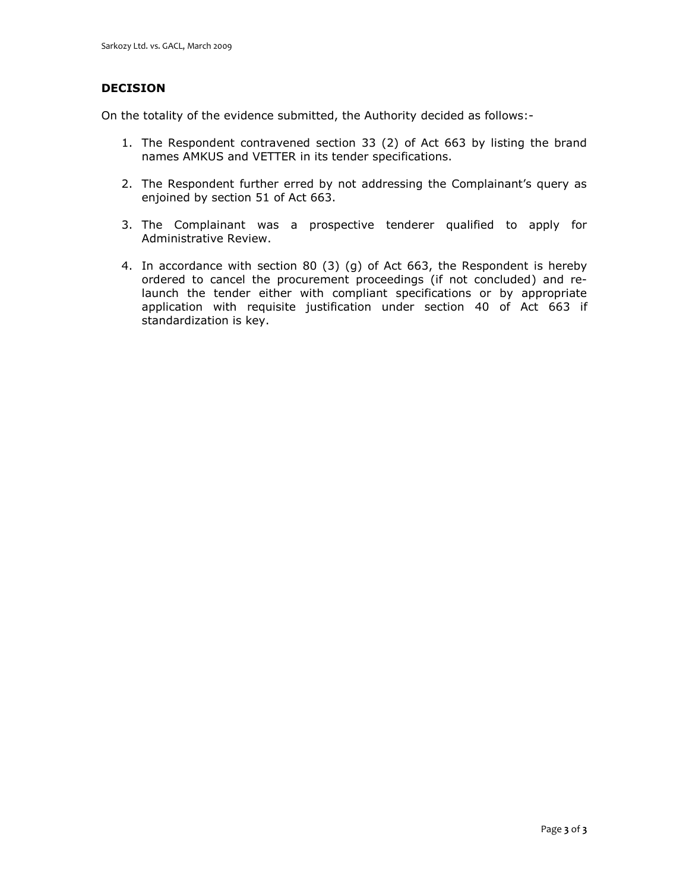## DECISION

On the totality of the evidence submitted, the Authority decided as follows:-

1. The Respondent contravened section 33 (2) of Act 663 by listing the brand names AMKUS and VETTER in its tender specifications.

2. The Respondent further erred by not addressing the Complainant's query as enjoined by section 51 of Act 663.

3. The Complainant was a prospective tenderer qualified to apply for Administrative Review.

4. In accordance with section 80 (3) (g) of Act 663, the Respondent is hereby ordered to cancel the procurement proceedings (if not concluded) and re-launch the tender either with compliant specifications or by appropriate application with requisite justification under section 40 of Act 663 if standardization is key.